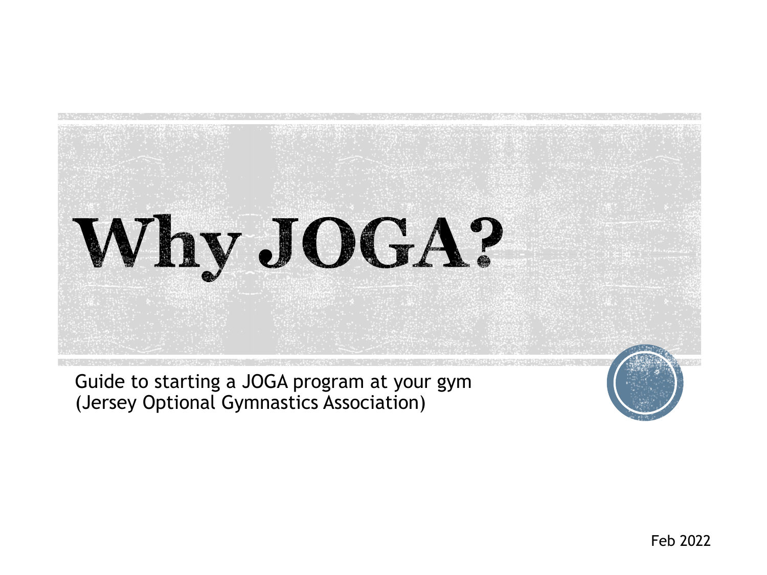# Why JOGA?

Guide to starting a JOGA program at your gym
(Jersey Optional Gymnastics Association)

Feb 2022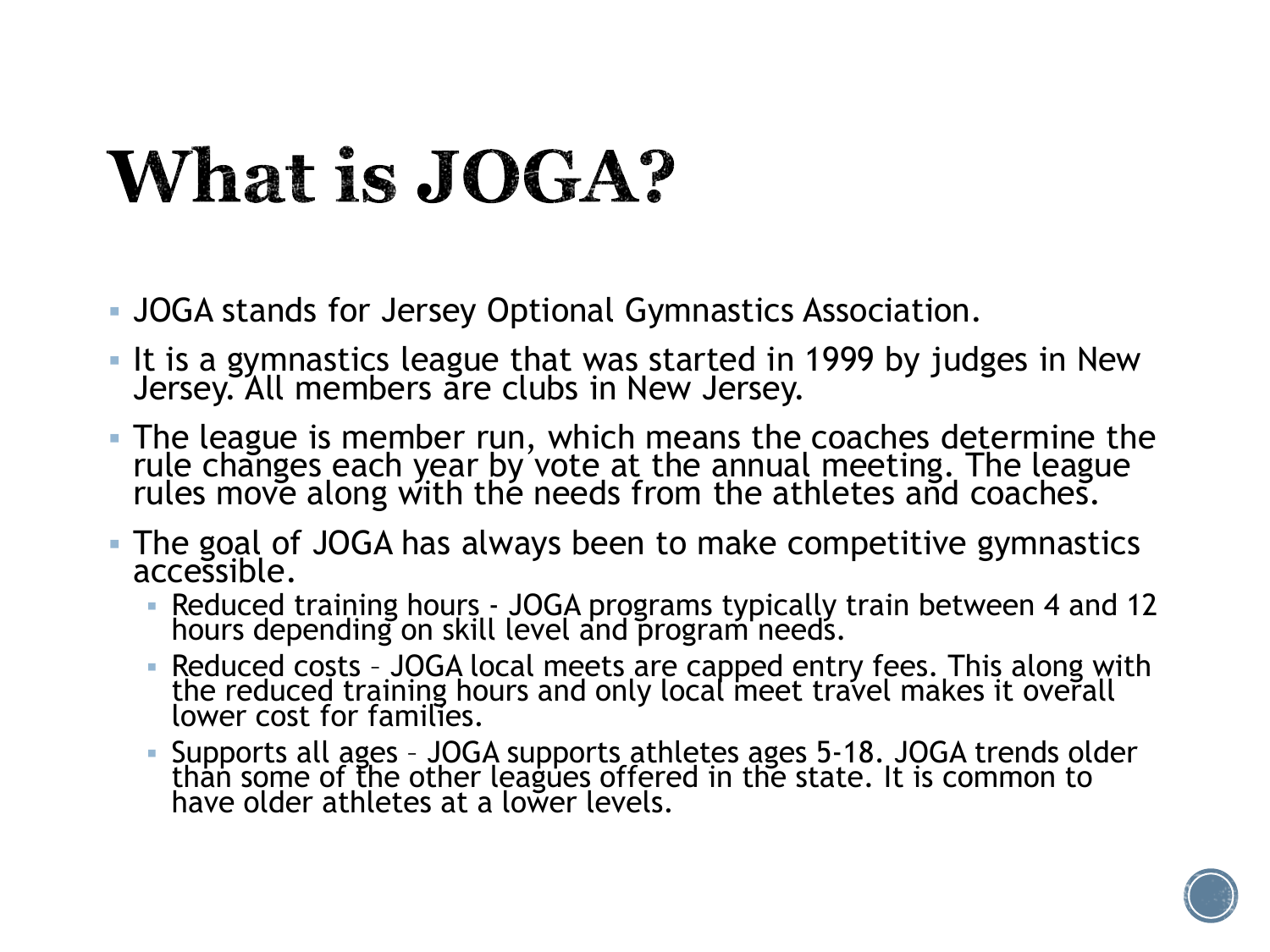# What is JOGA?

- JOGA stands for Jersey Optional Gymnastics Association.
- It is a gymnastics league that was started in 1999 by judges in New Jersey. All members are clubs in New Jersey.
- The league is member run, which means the coaches determine the rule changes each year by vote at the annual meeting. The league rules move along with the needs from the athletes and coaches.
- The goal of JOGA has always been to make competitive gymnastics accessible.
  - Reduced training hours - JOGA programs typically train between 4 and 12 hours depending on skill level and program needs.
  - Reduced costs – JOGA local meets are capped entry fees. This along with the reduced training hours and only local meet travel makes it overall lower cost for families.
  - Supports all ages – JOGA supports athletes ages 5-18. JOGA trends older than some of the other leagues offered in the state. It is common to have older athletes at a lower levels.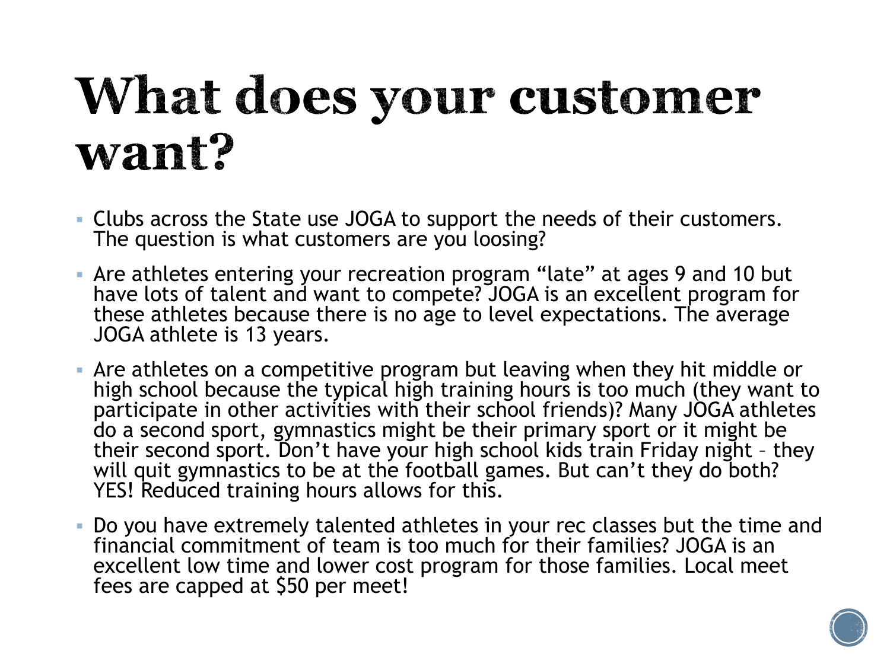# What does your customer want?

- Clubs across the State use JOGA to support the needs of their customers. The question is what customers are you loosing?
- Are athletes entering your recreation program "late" at ages 9 and 10 but have lots of talent and want to compete? JOGA is an excellent program for these athletes because there is no age to level expectations. The average JOGA athlete is 13 years.
- Are athletes on a competitive program but leaving when they hit middle or high school because the typical high training hours is too much (they want to participate in other activities with their school friends)? Many JOGA athletes do a second sport, gymnastics might be their primary sport or it might be their second sport. Don't have your high school kids train Friday night – they will quit gymnastics to be at the football games. But can't they do both? YES! Reduced training hours allows for this.
- Do you have extremely talented athletes in your rec classes but the time and financial commitment of team is too much for their families? JOGA is an excellent low time and lower cost program for those families. Local meet fees are capped at $50 per meet!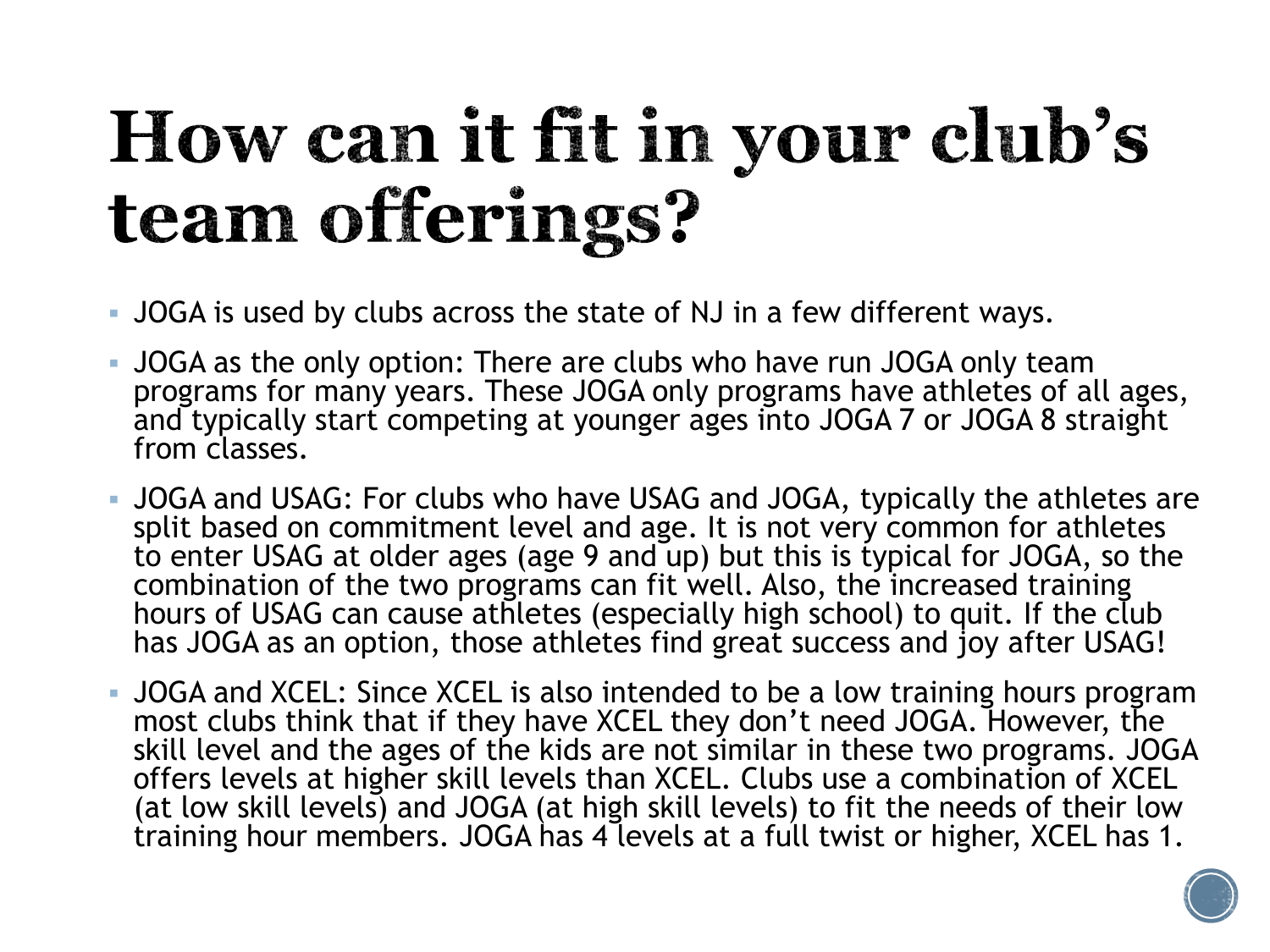# How can it fit in your club's team offerings?

- JOGA is used by clubs across the state of NJ in a few different ways.
- JOGA as the only option: There are clubs who have run JOGA only team programs for many years. These JOGA only programs have athletes of all ages, and typically start competing at younger ages into JOGA 7 or JOGA 8 straight from classes.
- JOGA and USAG: For clubs who have USAG and JOGA, typically the athletes are split based on commitment level and age. It is not very common for athletes to enter USAG at older ages (age 9 and up) but this is typical for JOGA, so the combination of the two programs can fit well. Also, the increased training hours of USAG can cause athletes (especially high school) to quit. If the club has JOGA as an option, those athletes find great success and joy after USAG!
- JOGA and XCEL: Since XCEL is also intended to be a low training hours program most clubs think that if they have XCEL they don't need JOGA. However, the skill level and the ages of the kids are not similar in these two programs. JOGA offers levels at higher skill levels than XCEL. Clubs use a combination of XCEL (at low skill levels) and JOGA (at high skill levels) to fit the needs of their low training hour members. JOGA has 4 levels at a full twist or higher, XCEL has 1.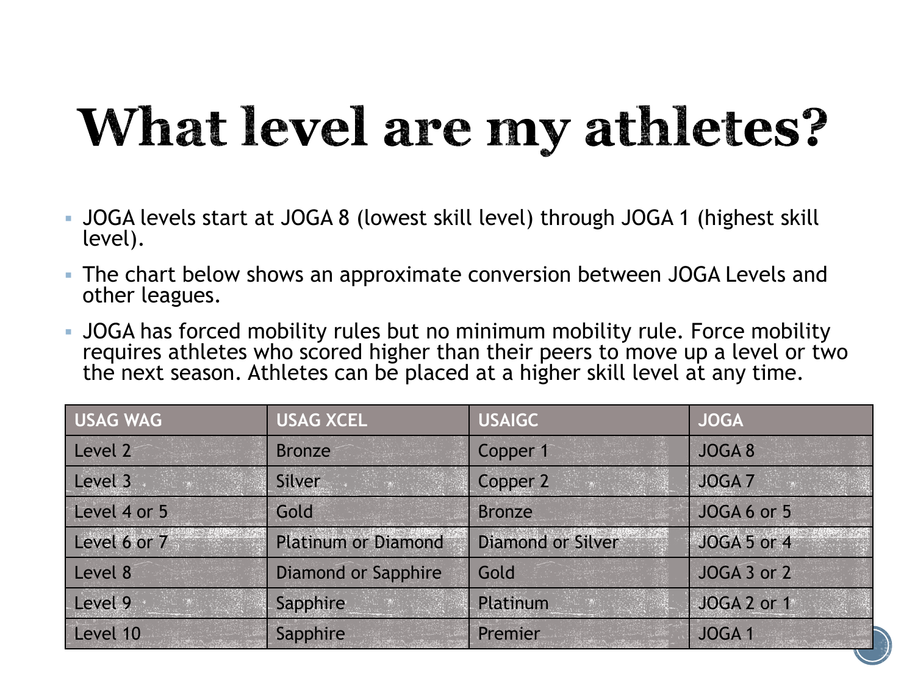# What level are my athletes?

- JOGA levels start at JOGA 8 (lowest skill level) through JOGA 1 (highest skill level).
- The chart below shows an approximate conversion between JOGA Levels and other leagues.
- JOGA has forced mobility rules but no minimum mobility rule. Force mobility requires athletes who scored higher than their peers to move up a level or two the next season. Athletes can be placed at a higher skill level at any time.

| USAG WAG | USAG XCEL | USAIGC | JOGA |
| --- | --- | --- | --- |
| Level 2 | Bronze | Copper 1 | JOGA 8 |
| Level 3 | Silver | Copper 2 | JOGA 7 |
| Level 4 or 5 | Gold | Bronze | JOGA 6 or 5 |
| Level 6 or 7 | Platinum or Diamond | Diamond or Silver | JOGA 5 or 4 |
| Level 8 | Diamond or Sapphire | Gold | JOGA 3 or 2 |
| Level 9 | Sapphire | Platinum | JOGA 2 or 1 |
| Level 10 | Sapphire | Premier | JOGA 1 |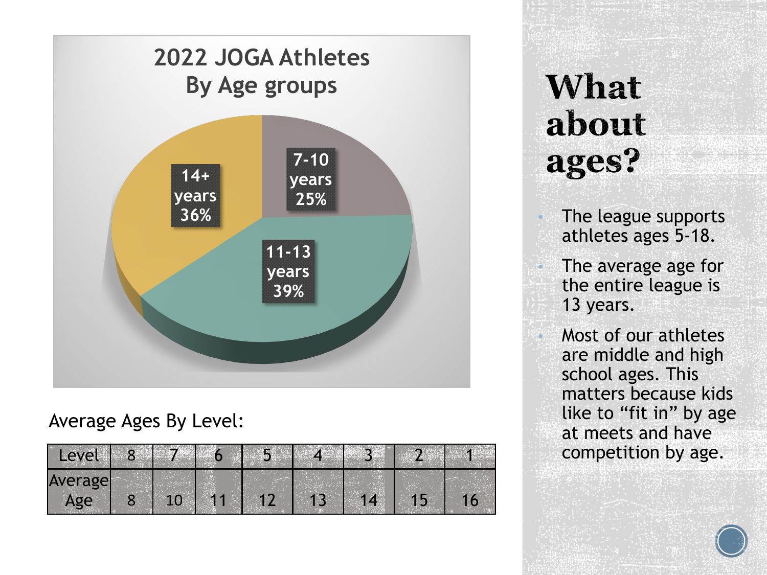## 2022 JOGA Athletes By Age groups

- 7-10 years 25%
- 11-13 years 39%
- 14+ years 36%

Average Ages By Level:

| Level | 8 | 7 | 6 | 5 | 4 | 3 | 2 | 1 |
|---|---|---|---|---|---|---|---|---|
| Average Age | 8 | 10 | 11 | 12 | 13 | 14 | 15 | 16 |

# What about ages?

- The league supports athletes ages 5-18.
- The average age for the entire league is 13 years.
- Most of our athletes are middle and high school ages. This matters because kids like to "fit in" by age at meets and have competition by age.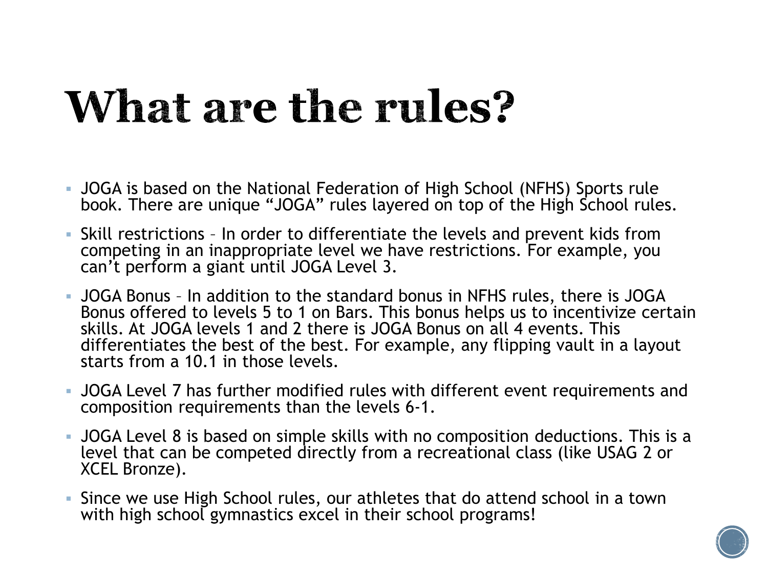# What are the rules?

- JOGA is based on the National Federation of High School (NFHS) Sports rule book. There are unique "JOGA" rules layered on top of the High School rules.
- Skill restrictions – In order to differentiate the levels and prevent kids from competing in an inappropriate level we have restrictions. For example, you can't perform a giant until JOGA Level 3.
- JOGA Bonus – In addition to the standard bonus in NFHS rules, there is JOGA Bonus offered to levels 5 to 1 on Bars. This bonus helps us to incentivize certain skills. At JOGA levels 1 and 2 there is JOGA Bonus on all 4 events. This differentiates the best of the best. For example, any flipping vault in a layout starts from a 10.1 in those levels.
- JOGA Level 7 has further modified rules with different event requirements and composition requirements than the levels 6-1.
- JOGA Level 8 is based on simple skills with no composition deductions. This is a level that can be competed directly from a recreational class (like USAG 2 or XCEL Bronze).
- Since we use High School rules, our athletes that do attend school in a town with high school gymnastics excel in their school programs!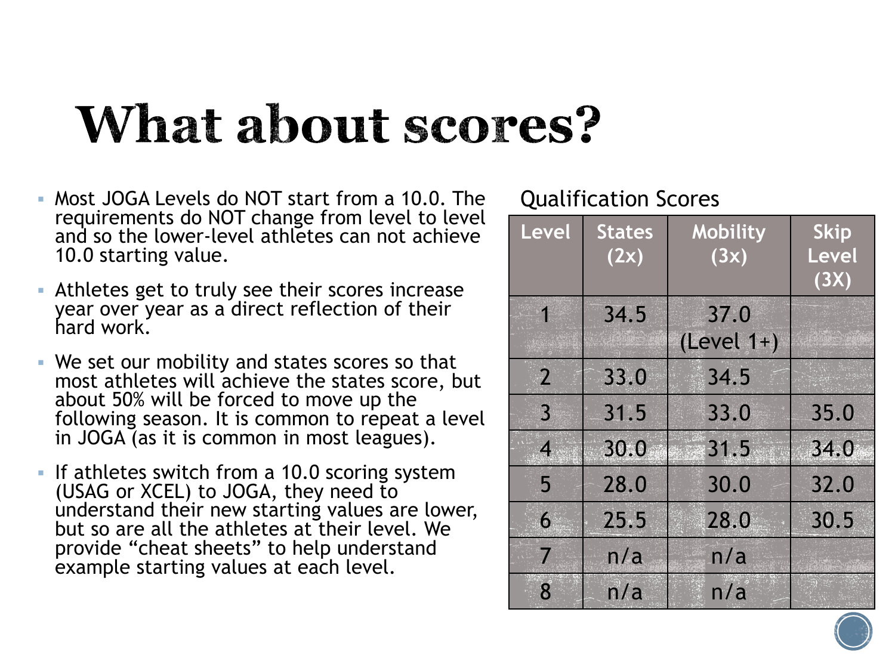# What about scores?

- Most JOGA Levels do NOT start from a 10.0. The requirements do NOT change from level to level and so the lower-level athletes can not achieve 10.0 starting value.
- Athletes get to truly see their scores increase year over year as a direct reflection of their hard work.
- We set our mobility and states scores so that most athletes will achieve the states score, but about 50% will be forced to move up the following season. It is common to repeat a level in JOGA (as it is common in most leagues).
- If athletes switch from a 10.0 scoring system (USAG or XCEL) to JOGA, they need to understand their new starting values are lower, but so are all the athletes at their level. We provide "cheat sheets" to help understand example starting values at each level.

Qualification Scores

| Level | States (2x) | Mobility (3x) | Skip Level (3X) |
| --- | --- | --- | --- |
| 1 | 34.5 | 37.0 (Level 1+) | |
| 2 | 33.0 | 34.5 | |
| 3 | 31.5 | 33.0 | 35.0 |
| 4 | 30.0 | 31.5 | 34.0 |
| 5 | 28.0 | 30.0 | 32.0 |
| 6 | 25.5 | 28.0 | 30.5 |
| 7 | n/a | n/a | |
| 8 | n/a | n/a | |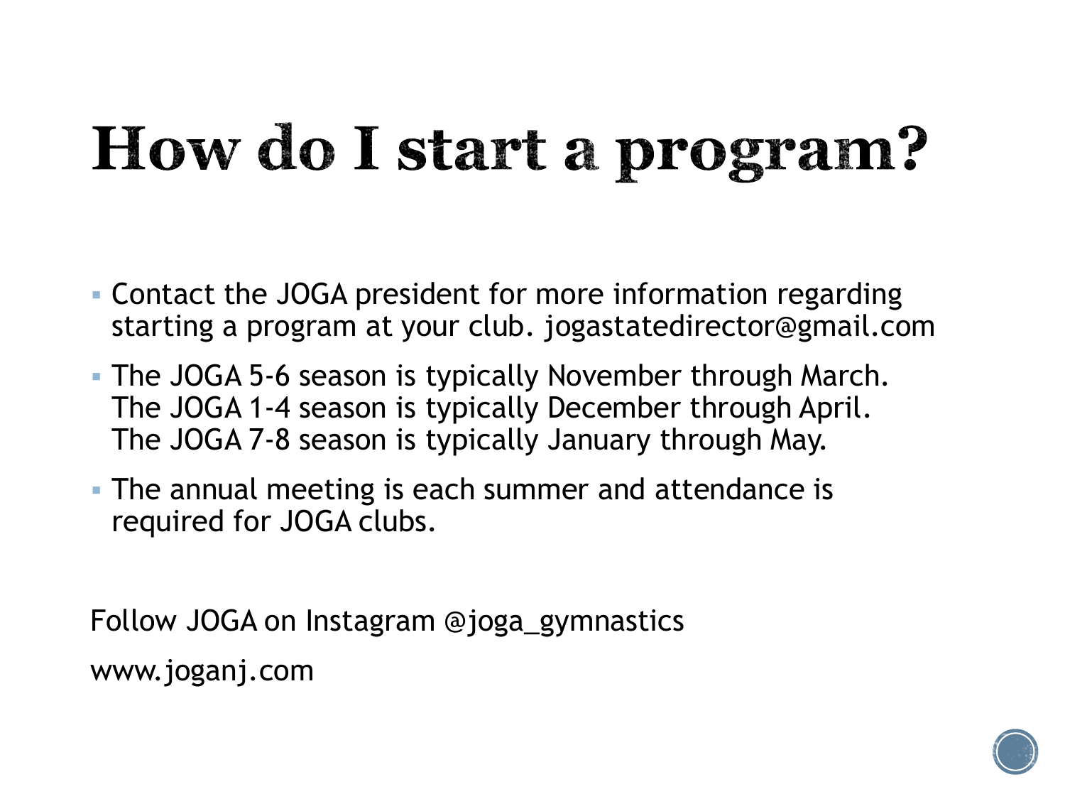# How do I start a program?

- Contact the JOGA president for more information regarding starting a program at your club. jogastatedirector@gmail.com
- The JOGA 5-6 season is typically November through March. The JOGA 1-4 season is typically December through April. The JOGA 7-8 season is typically January through May.
- The annual meeting is each summer and attendance is required for JOGA clubs.

Follow JOGA on Instagram @joga_gymnastics

www.joganj.com